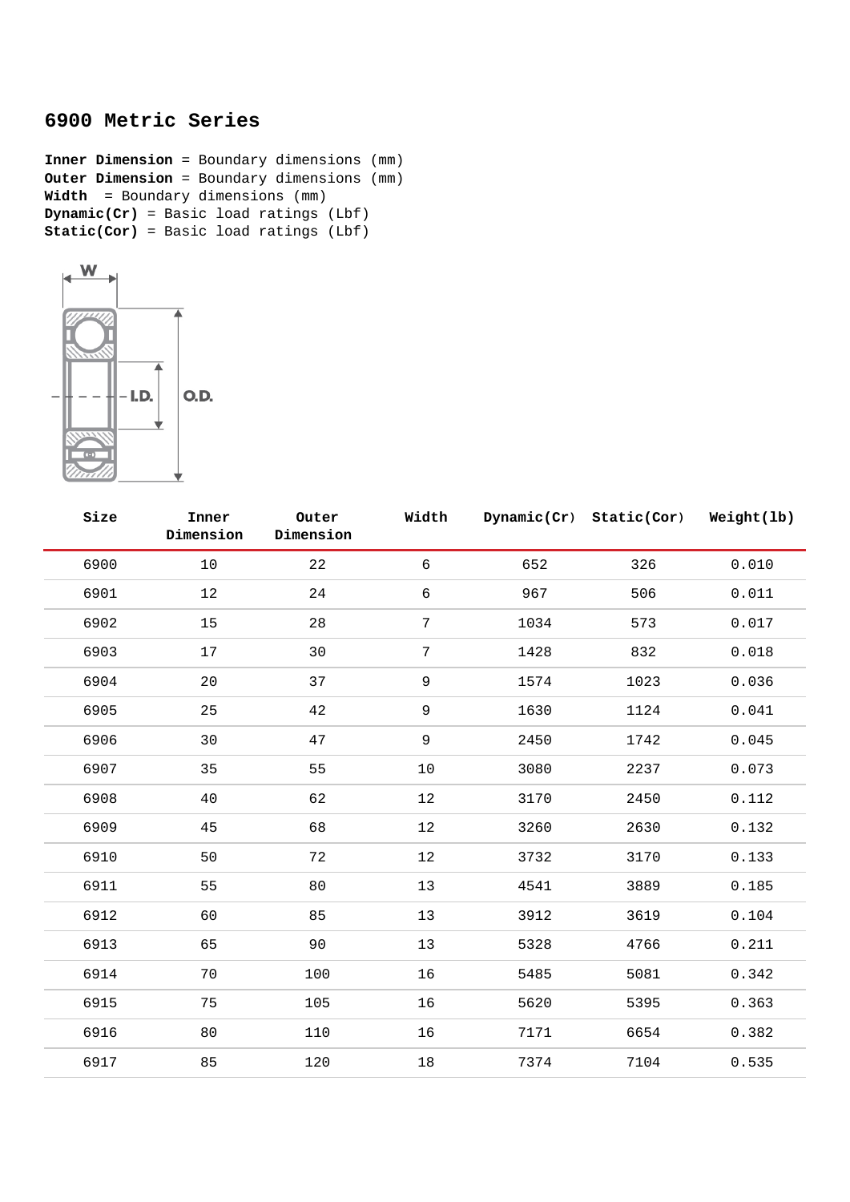## 6900 Metric Series

**Inner Dimension** = Boundary dimensions (mm)
**Outer Dimension** = Boundary dimensions (mm)
**Width** = Boundary dimensions (mm)
**Dynamic(Cr)** = Basic load ratings (Lbf)
**Static(Cor)** = Basic load ratings (Lbf)

| Size | Inner Dimension | Outer Dimension | Width | Dynamic(Cr) | Static(Cor) | Weight(lb) |
|---|---|---|---|---|---|---|
| 6900 | 10 | 22 | 6 | 652 | 326 | 0.010 |
| 6901 | 12 | 24 | 6 | 967 | 506 | 0.011 |
| 6902 | 15 | 28 | 7 | 1034 | 573 | 0.017 |
| 6903 | 17 | 30 | 7 | 1428 | 832 | 0.018 |
| 6904 | 20 | 37 | 9 | 1574 | 1023 | 0.036 |
| 6905 | 25 | 42 | 9 | 1630 | 1124 | 0.041 |
| 6906 | 30 | 47 | 9 | 2450 | 1742 | 0.045 |
| 6907 | 35 | 55 | 10 | 3080 | 2237 | 0.073 |
| 6908 | 40 | 62 | 12 | 3170 | 2450 | 0.112 |
| 6909 | 45 | 68 | 12 | 3260 | 2630 | 0.132 |
| 6910 | 50 | 72 | 12 | 3732 | 3170 | 0.133 |
| 6911 | 55 | 80 | 13 | 4541 | 3889 | 0.185 |
| 6912 | 60 | 85 | 13 | 3912 | 3619 | 0.104 |
| 6913 | 65 | 90 | 13 | 5328 | 4766 | 0.211 |
| 6914 | 70 | 100 | 16 | 5485 | 5081 | 0.342 |
| 6915 | 75 | 105 | 16 | 5620 | 5395 | 0.363 |
| 6916 | 80 | 110 | 16 | 7171 | 6654 | 0.382 |
| 6917 | 85 | 120 | 18 | 7374 | 7104 | 0.535 |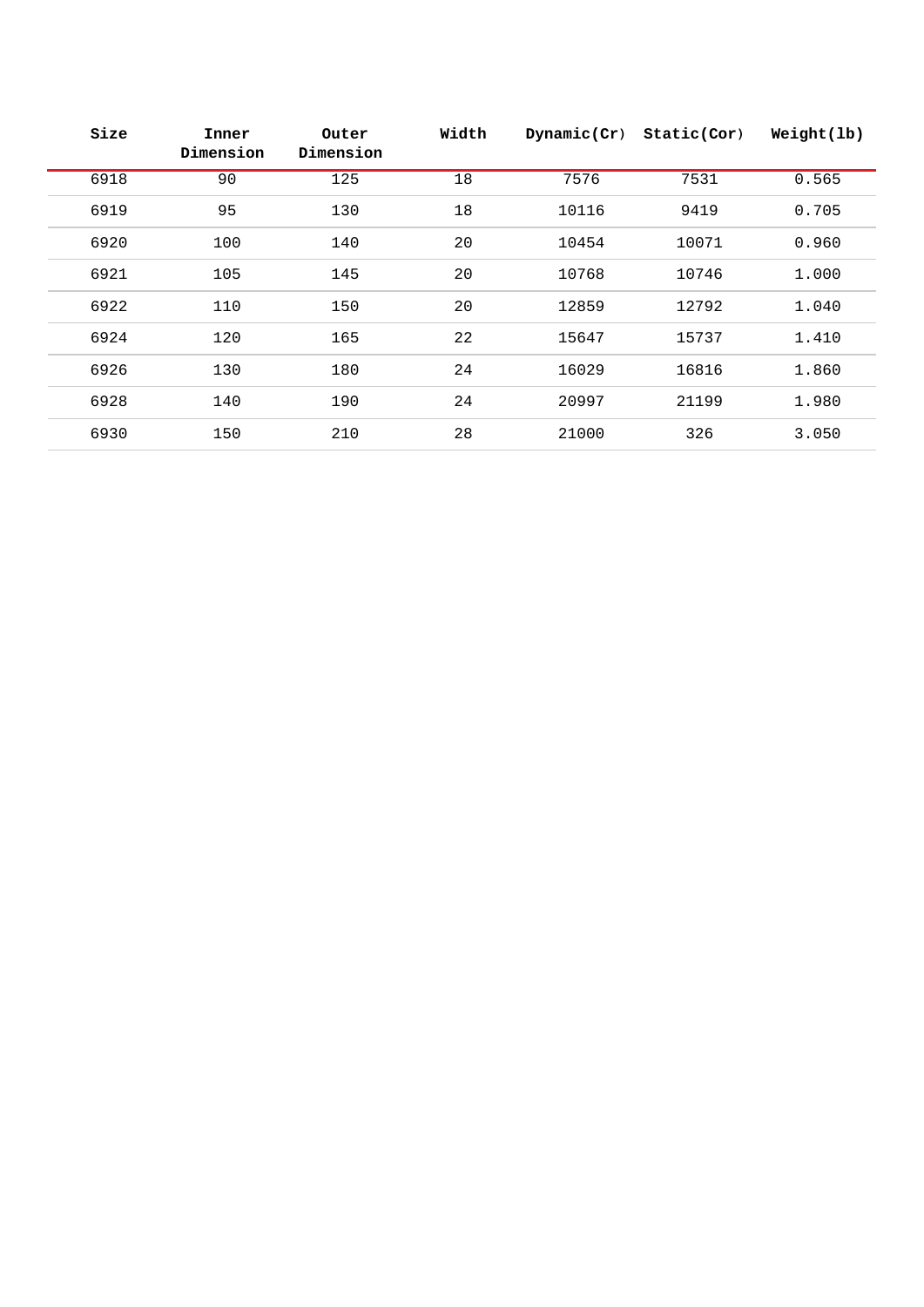| Size | Inner Dimension | Outer Dimension | Width | Dynamic(Cr) | Static(Cor) | Weight(lb) |
|---|---|---|---|---|---|---|
| 6918 | 90 | 125 | 18 | 7576 | 7531 | 0.565 |
| 6919 | 95 | 130 | 18 | 10116 | 9419 | 0.705 |
| 6920 | 100 | 140 | 20 | 10454 | 10071 | 0.960 |
| 6921 | 105 | 145 | 20 | 10768 | 10746 | 1.000 |
| 6922 | 110 | 150 | 20 | 12859 | 12792 | 1.040 |
| 6924 | 120 | 165 | 22 | 15647 | 15737 | 1.410 |
| 6926 | 130 | 180 | 24 | 16029 | 16816 | 1.860 |
| 6928 | 140 | 190 | 24 | 20997 | 21199 | 1.980 |
| 6930 | 150 | 210 | 28 | 21000 | 326 | 3.050 |